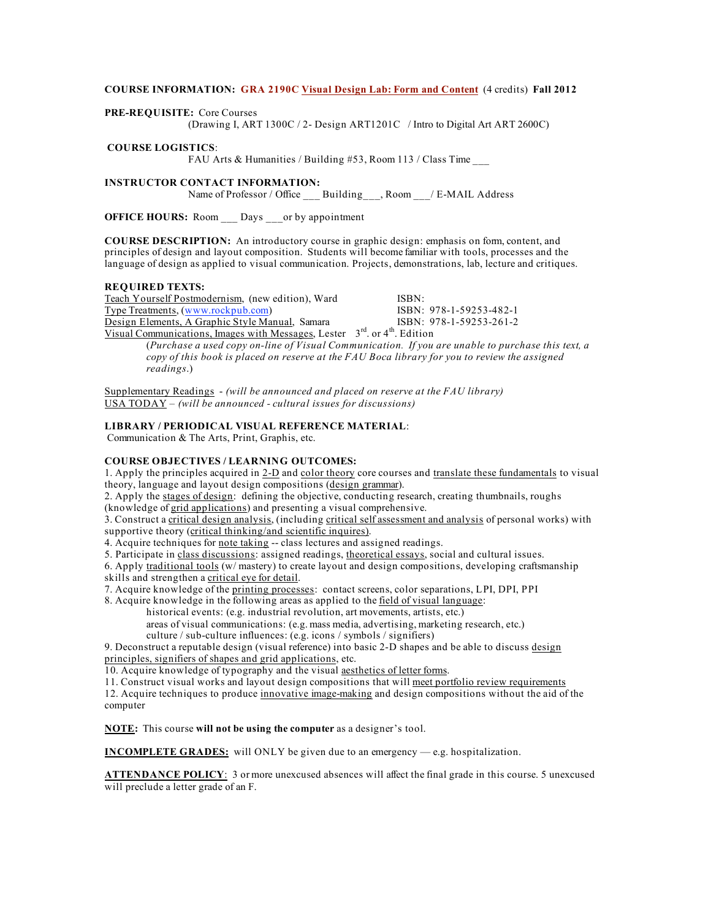**COURSE INFORMATION: GRA 2190C Visual Design Lab: Form and Content** (4 credits) **Fall 2012**

**PRE-REQUISITE:** Core Courses
(Drawing I, ART 1300C / 2- Design ART1201C / Intro to Digital Art ART 2600C)

**COURSE LOGISTICS**:
FAU Arts & Humanities / Building #53, Room 113 / Class Time ___

**INSTRUCTOR CONTACT INFORMATION:**
Name of Professor / Office ___ Building___, Room ___/ E-MAIL Address

**OFFICE HOURS:** Room ___ Days ___or by appointment

**COURSE DESCRIPTION:** An introductory course in graphic design: emphasis on form, content, and principles of design and layout composition. Students will become familiar with tools, processes and the language of design as applied to visual communication. Projects, demonstrations, lab, lecture and critiques.

**REQUIRED TEXTS:**

| | |
|---|---|
| Teach Yourself Postmodernism, (new edition), Ward | ISBN: |
| Type Treatments, (www.rockpub.com) | ISBN: 978-1-59253-482-1 |
| Design Elements, A Graphic Style Manual, Samara | ISBN: 978-1-59253-261-2 |

Visual Communications, Images with Messages, Lester 3rd. or 4th. Edition

(*Purchase a used copy on-line of Visual Communication. If you are unable to purchase this text, a copy of this book is placed on reserve at the FAU Boca library for you to review the assigned readings.*)

Supplementary Readings - *(will be announced and placed on reserve at the FAU library)*
USA TODAY – *(will be announced - cultural issues for discussions)*

**LIBRARY / PERIODICAL VISUAL REFERENCE MATERIAL**:
Communication & The Arts, Print, Graphis, etc.

**COURSE OBJECTIVES / LEARNING OUTCOMES:**

1. Apply the principles acquired in 2-D and color theory core courses and translate these fundamentals to visual theory, language and layout design compositions (design grammar).
2. Apply the stages of design: defining the objective, conducting research, creating thumbnails, roughs (knowledge of grid applications) and presenting a visual comprehensive.
3. Construct a critical design analysis, (including critical self assessment and analysis of personal works) with supportive theory (critical thinking/and scientific inquires).
4. Acquire techniques for note taking -- class lectures and assigned readings.
5. Participate in class discussions: assigned readings, theoretical essays, social and cultural issues.
6. Apply traditional tools (w/ mastery) to create layout and design compositions, developing craftsmanship skills and strengthen a critical eye for detail.
7. Acquire knowledge of the printing processes: contact screens, color separations, LPI, DPI, PPI
8. Acquire knowledge in the following areas as applied to the field of visual language:
   - historical events: (e.g. industrial revolution, art movements, artists, etc.)
   - areas of visual communications: (e.g. mass media, advertising, marketing research, etc.)
   - culture / sub-culture influences: (e.g. icons / symbols / signifiers)
9. Deconstruct a reputable design (visual reference) into basic 2-D shapes and be able to discuss design principles, signifiers of shapes and grid applications, etc.
10. Acquire knowledge of typography and the visual aesthetics of letter forms.
11. Construct visual works and layout design compositions that will meet portfolio review requirements
12. Acquire techniques to produce innovative image-making and design compositions without the aid of the computer

**NOTE:** This course **will not be using the computer** as a designer's tool.

**INCOMPLETE GRADES:** will ONLY be given due to an emergency — e.g. hospitalization.

**ATTENDANCE POLICY**: 3 or more unexcused absences will affect the final grade in this course. 5 unexcused will preclude a letter grade of an F.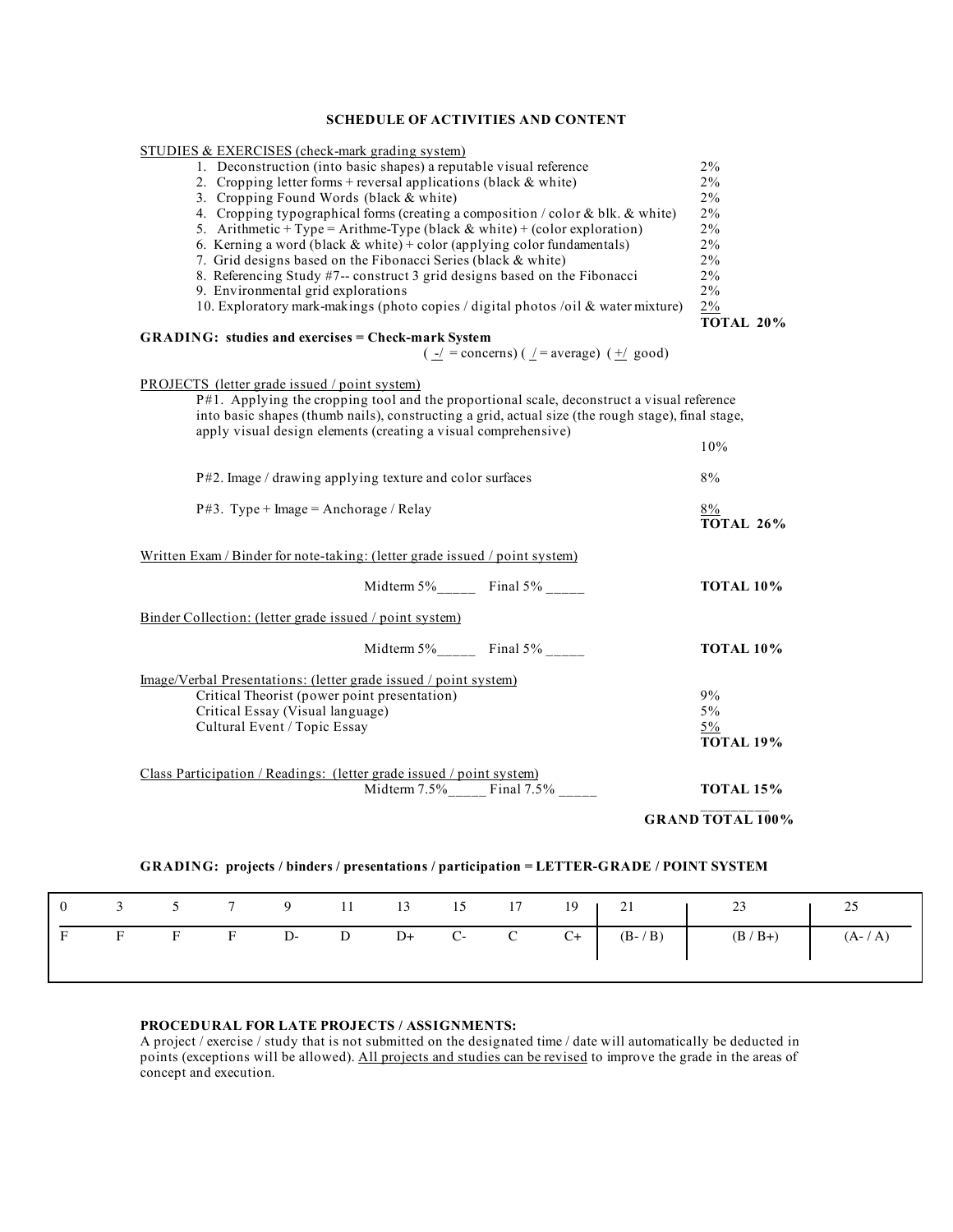## SCHEDULE OF ACTIVITIES AND CONTENT

STUDIES & EXERCISES (check-mark grading system)

| | |
|---|---|
| 1. Deconstruction (into basic shapes) a reputable visual reference | 2% |
| 2. Cropping letter forms + reversal applications (black & white) | 2% |
| 3. Cropping Found Words (black & white) | 2% |
| 4. Cropping typographical forms (creating a composition / color & blk. & white) | 2% |
| 5. Arithmetic + Type = Arithme-Type (black & white) + (color exploration) | 2% |
| 6. Kerning a word (black & white) + color (applying color fundamentals) | 2% |
| 7. Grid designs based on the Fibonacci Series (black & white) | 2% |
| 8. Referencing Study #7-- construct 3 grid designs based on the Fibonacci | 2% |
| 9. Environmental grid explorations | 2% |
| 10. Exploratory mark-makings (photo copies / digital photos /oil & water mixture) | 2% |
| | **TOTAL 20%** |

**GRADING: studies and exercises = Check-mark System**

( -/ = concerns) ( / = average) ( +/ good)

PROJECTS (letter grade issued / point system)

P#1. Applying the cropping tool and the proportional scale, deconstruct a visual reference into basic shapes (thumb nails), constructing a grid, actual size (the rough stage), final stage, apply visual design elements (creating a visual comprehensive) — 10%

P#2. Image / drawing applying texture and color surfaces — 8%

P#3. Type + Image = Anchorage / Relay — 8%

**TOTAL 26%**

Written Exam / Binder for note-taking: (letter grade issued / point system)

Midterm 5%_____ Final 5% _____ — **TOTAL 10%**

Binder Collection: (letter grade issued / point system)

Midterm 5%_____ Final 5% _____ — **TOTAL 10%**

Image/Verbal Presentations: (letter grade issued / point system)

| | |
|---|---|
| Critical Theorist (power point presentation) | 9% |
| Critical Essay (Visual language) | 5% |
| Cultural Event / Topic Essay | 5% |
| | **TOTAL 19%** |

Class Participation / Readings: (letter grade issued / point system)

Midterm 7.5%_____ Final 7.5% _____ — **TOTAL 15%**

**GRAND TOTAL 100%**

**GRADING: projects / binders / presentations / participation = LETTER-GRADE / POINT SYSTEM**

| 0 | 3 | 5 | 7 | 9 | 11 | 13 | 15 | 17 | 19 | 21 | 23 | 25 |
|---|---|---|---|---|---|---|---|---|---|---|---|---|
| F | F | F | F | D- | D | D+ | C- | C | C+ | (B- / B) | (B / B+) | (A- / A) |

**PROCEDURAL FOR LATE PROJECTS / ASSIGNMENTS:**

A project / exercise / study that is not submitted on the designated time / date will automatically be deducted in points (exceptions will be allowed). All projects and studies can be revised to improve the grade in the areas of concept and execution.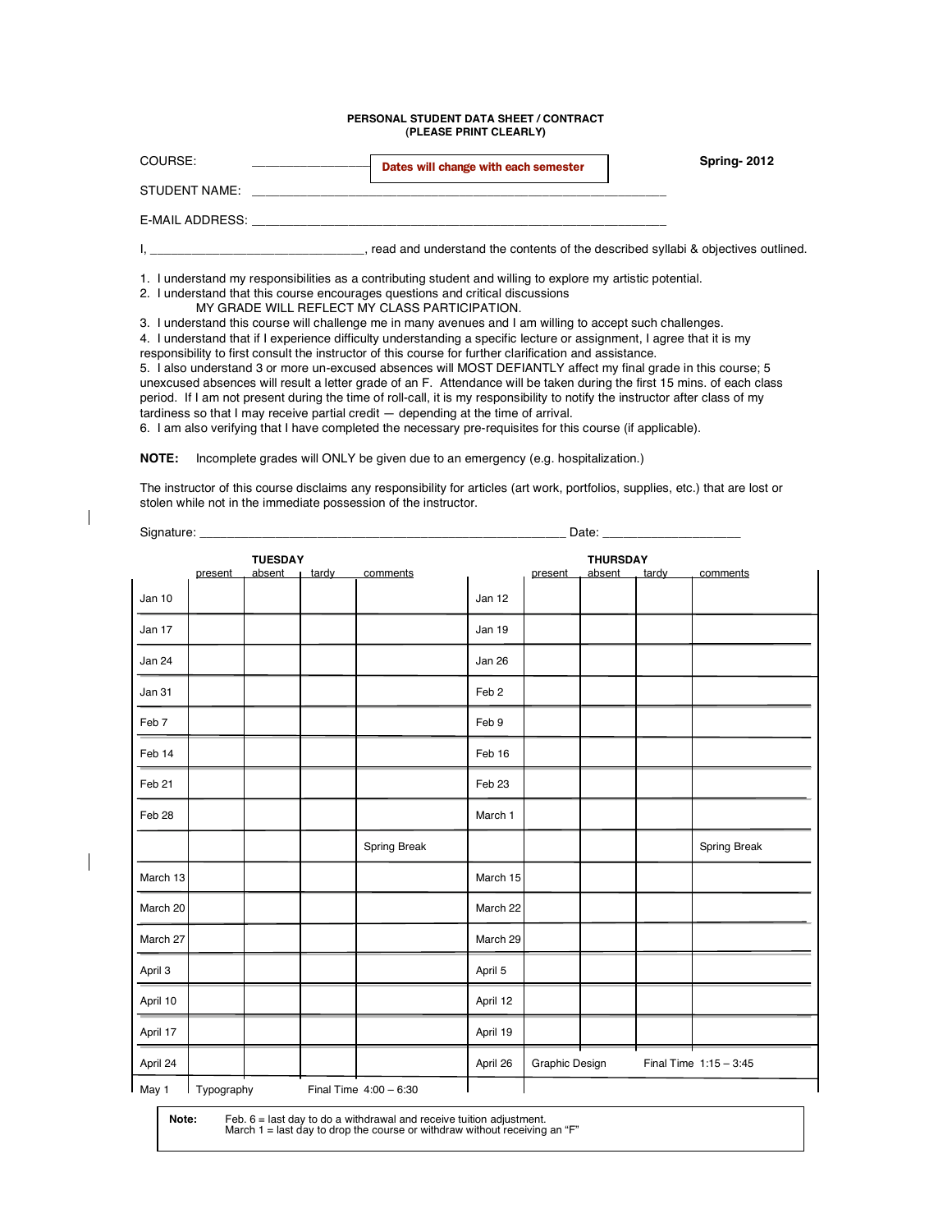# PERSONAL STUDENT DATA SHEET / CONTRACT
(PLEASE PRINT CLEARLY)

COURSE: _______________ **Dates will change with each semester** **Spring- 2012**

STUDENT NAME: ____________________________________________________________

E-MAIL ADDRESS: ____________________________________________________________

I, _______________________________, read and understand the contents of the described syllabi & objectives outlined.

1. I understand my responsibilities as a contributing student and willing to explore my artistic potential.
2. I understand that this course encourages questions and critical discussions
   MY GRADE WILL REFLECT MY CLASS PARTICIPATION.
3. I understand this course will challenge me in many avenues and I am willing to accept such challenges.
4. I understand that if I experience difficulty understanding a specific lecture or assignment, I agree that it is my responsibility to first consult the instructor of this course for further clarification and assistance.
5. I also understand 3 or more un-excused absences will MOST DEFIANTLY affect my final grade in this course; 5 unexcused absences will result a letter grade of an F. Attendance will be taken during the first 15 mins. of each class period. If I am not present during the time of roll-call, it is my responsibility to notify the instructor after class of my tardiness so that I may receive partial credit — depending at the time of arrival.
6. I am also verifying that I have completed the necessary pre-requisites for this course (if applicable).

**NOTE:** Incomplete grades will ONLY be given due to an emergency (e.g. hospitalization.)

The instructor of this course disclaims any responsibility for articles (art work, portfolios, supplies, etc.) that are lost or stolen while not in the immediate possession of the instructor.

Signature: ____________________________________________________ Date: ____________________

| | TUESDAY | | | | | THURSDAY | | | |
|---|---|---|---|---|---|---|---|---|---|
| | present | absent | tardy | comments | | present | absent | tardy | comments |
| Jan 10 | | | | | Jan 12 | | | | |
| Jan 17 | | | | | Jan 19 | | | | |
| Jan 24 | | | | | Jan 26 | | | | |
| Jan 31 | | | | | Feb 2 | | | | |
| Feb 7 | | | | | Feb 9 | | | | |
| Feb 14 | | | | | Feb 16 | | | | |
| Feb 21 | | | | | Feb 23 | | | | |
| Feb 28 | | | | | March 1 | | | | |
| | | | | Spring Break | | | | | Spring Break |
| March 13 | | | | | March 15 | | | | |
| March 20 | | | | | March 22 | | | | |
| March 27 | | | | | March 29 | | | | |
| April 3 | | | | | April 5 | | | | |
| April 10 | | | | | April 12 | | | | |
| April 17 | | | | | April 19 | | | | |
| April 24 | | | | | April 26 | Graphic Design | | Final Time 1:15 – 3:45 | |
| May 1 | Typography | | Final Time 4:00 – 6:30 | | | | | | |

**Note:** Feb. 6 = last day to do a withdrawal and receive tuition adjustment.
March 1 = last day to drop the course or withdraw without receiving an "F"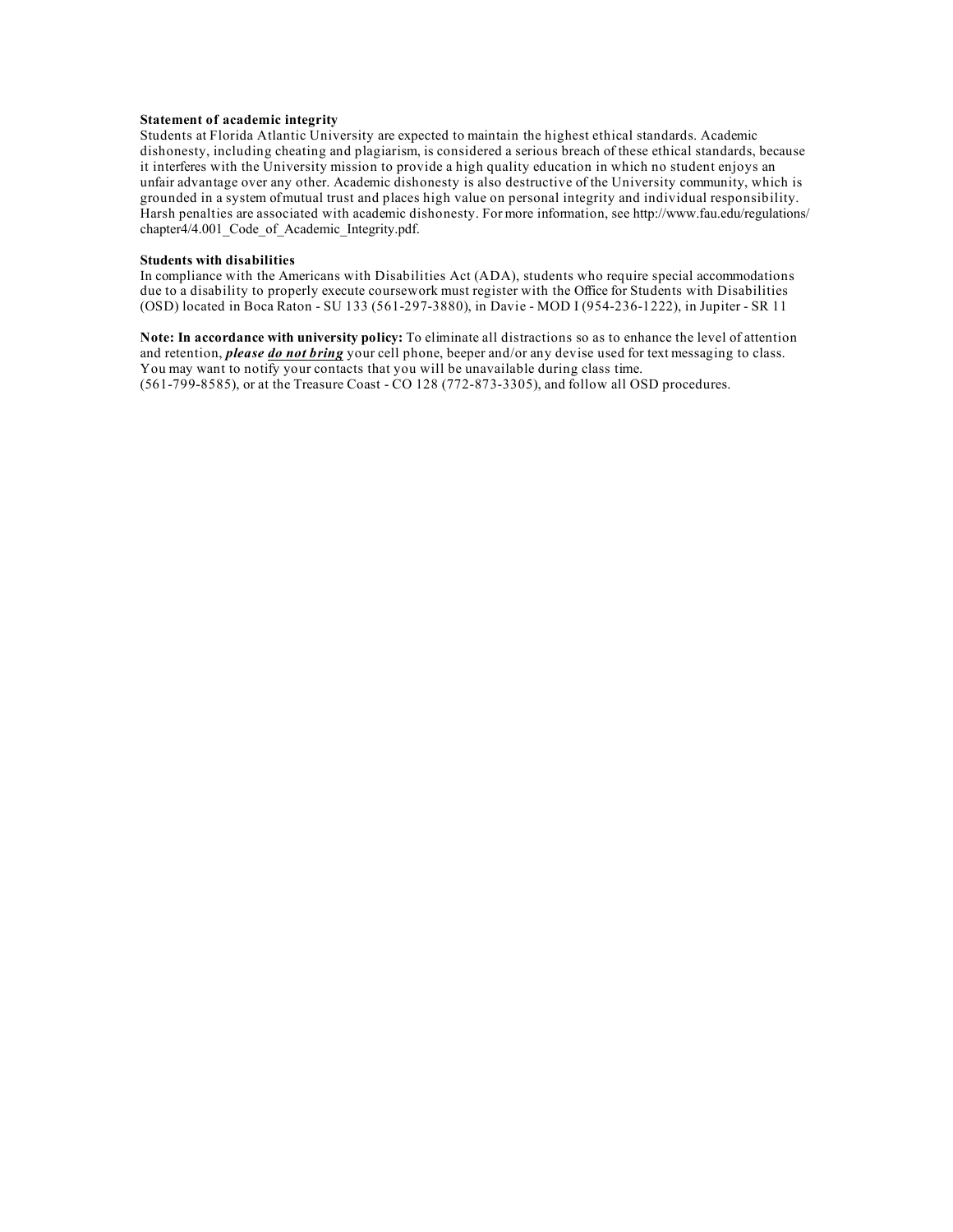**Statement of academic integrity**

Students at Florida Atlantic University are expected to maintain the highest ethical standards. Academic dishonesty, including cheating and plagiarism, is considered a serious breach of these ethical standards, because it interferes with the University mission to provide a high quality education in which no student enjoys an unfair advantage over any other. Academic dishonesty is also destructive of the University community, which is grounded in a system of mutual trust and places high value on personal integrity and individual responsibility. Harsh penalties are associated with academic dishonesty. For more information, see http://www.fau.edu/regulations/chapter4/4.001_Code_of_Academic_Integrity.pdf.

**Students with disabilities**

In compliance with the Americans with Disabilities Act (ADA), students who require special accommodations due to a disability to properly execute coursework must register with the Office for Students with Disabilities (OSD) located in Boca Raton - SU 133 (561-297-3880), in Davie - MOD I (954-236-1222), in Jupiter - SR 11

**Note: In accordance with university policy:** To eliminate all distractions so as to enhance the level of attention and retention, ***please do not bring*** your cell phone, beeper and/or any devise used for text messaging to class. You may want to notify your contacts that you will be unavailable during class time.
(561-799-8585), or at the Treasure Coast - CO 128 (772-873-3305), and follow all OSD procedures.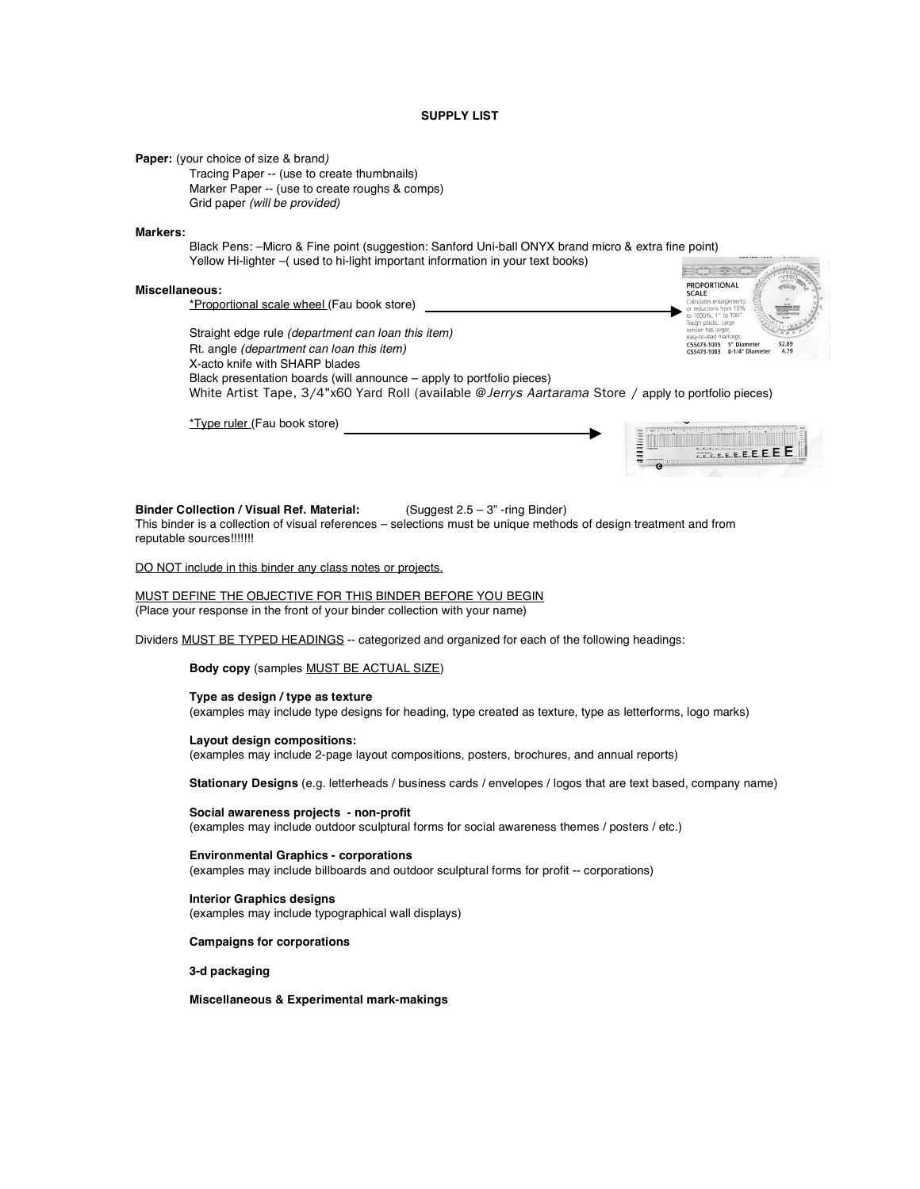# SUPPLY LIST

**Paper:** (your choice of size & brand*)*

- Tracing Paper -- (use to create thumbnails)
- Marker Paper -- (use to create roughs & comps)
- Grid paper *(will be provided)*

**Markers:**

- Black Pens: –Micro & Fine point (suggestion: Sanford Uni-ball ONYX brand micro & extra fine point)
- Yellow Hi-lighter –( used to hi-light important information in your text books)

**Miscellaneous:**

- <u>*Proportional scale wheel</u> (Fau book store) →
- Straight edge rule *(department can loan this item)*
- Rt. angle *(department can loan this item)*
- X-acto knife with SHARP blades
- Black presentation boards (will announce – apply to portfolio pieces)
- White Artist Tape, 3/4"x60 Yard Roll (available @*Jerrys Aartarama* Store / apply to portfolio pieces)
- <u>*Type ruler</u> (Fau book store) →

PROPORTIONAL SCALE
Calculates enlargements or reductions from 10% to 1000%, 1" to 100". Tough plastic. Large version has larger, easy-to-read markings.
C55473-1005 5" Diameter $2.89
C55473-1083 8-1/4" Diameter 4.79

**Binder Collection / Visual Ref. Material:** (Suggest 2.5 – 3" -ring Binder)
This binder is a collection of visual references – selections must be unique methods of design treatment and from reputable sources!!!!!!!

<u>DO NOT include in this binder any class notes or projects.</u>

<u>MUST DEFINE THE OBJECTIVE FOR THIS BINDER BEFORE YOU BEGIN</u>
(Place your response in the front of your binder collection with your name)

Dividers <u>MUST BE TYPED HEADINGS</u> -- categorized and organized for each of the following headings:

**Body copy** (samples <u>MUST BE ACTUAL SIZE</u>)

**Type as design / type as texture**
(examples may include type designs for heading, type created as texture, type as letterforms, logo marks)

**Layout design compositions:**
(examples may include 2-page layout compositions, posters, brochures, and annual reports)

**Stationary Designs** (e.g. letterheads / business cards / envelopes / logos that are text based, company name)

**Social awareness projects - non-profit**
(examples may include outdoor sculptural forms for social awareness themes / posters / etc.)

**Environmental Graphics - corporations**
(examples may include billboards and outdoor sculptural forms for profit -- corporations)

**Interior Graphics designs**
(examples may include typographical wall displays)

**Campaigns for corporations**

**3-d packaging**

**Miscellaneous & Experimental mark-makings**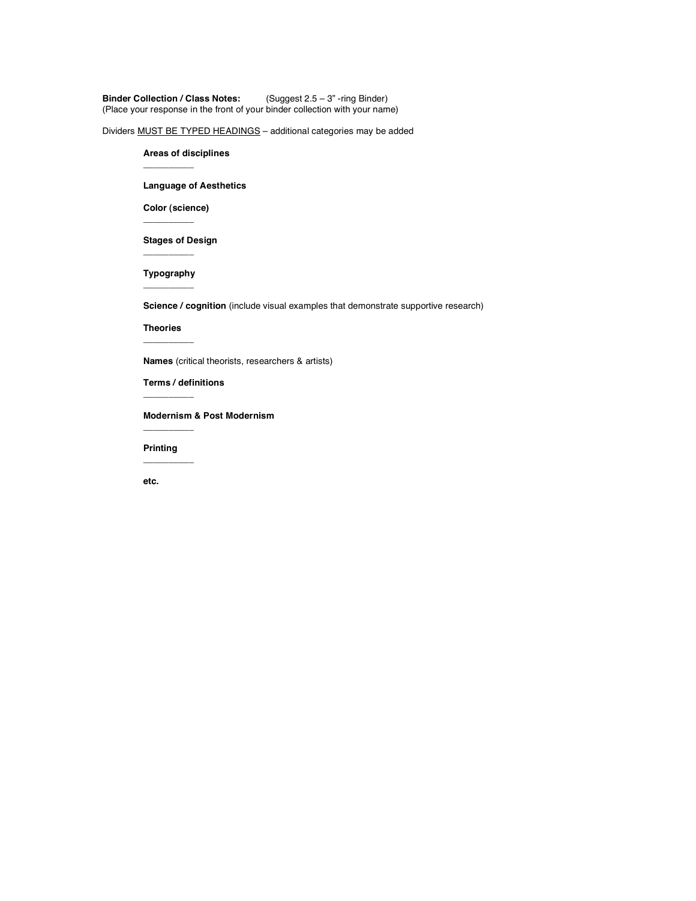**Binder Collection / Class Notes:** (Suggest 2.5 – 3" -ring Binder)
(Place your response in the front of your binder collection with your name)

Dividers MUST BE TYPED HEADINGS – additional categories may be added

**Areas of disciplines**

\_\_\_\_\_\_\_\_\_\_

**Language of Aesthetics**

**Color (science)**

\_\_\_\_\_\_\_\_\_\_

**Stages of Design**

\_\_\_\_\_\_\_\_\_\_

**Typography**

\_\_\_\_\_\_\_\_\_\_

**Science / cognition** (include visual examples that demonstrate supportive research)

**Theories**

\_\_\_\_\_\_\_\_\_\_

**Names** (critical theorists, researchers & artists)

**Terms / definitions**

\_\_\_\_\_\_\_\_\_\_

**Modernism & Post Modernism**

\_\_\_\_\_\_\_\_\_\_

**Printing**

\_\_\_\_\_\_\_\_\_\_

**etc.**